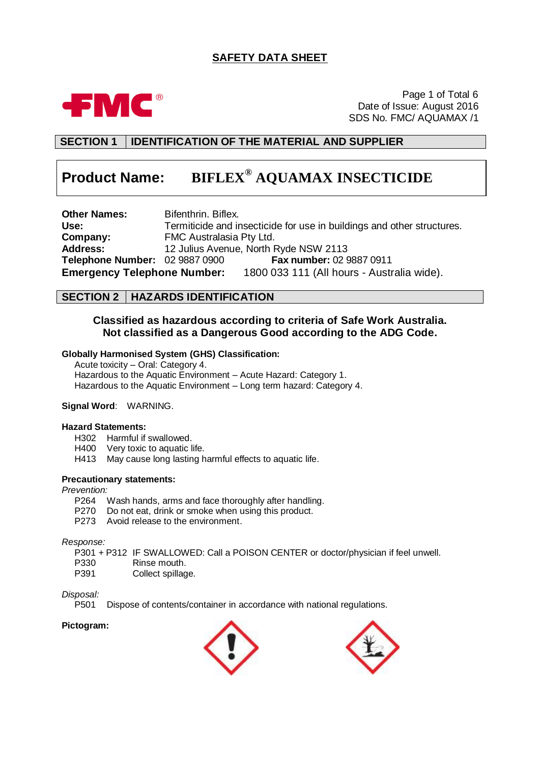# SAFETY DATA SHEET

Date of Issue: August 2016
SDS No. FMC/ AQUAMAX /1

## SECTION 1 IDENTIFICATION OF THE MATERIAL AND SUPPLIER

**Product Name: BIFLEX® AQUAMAX INSECTICIDE**

**Other Names:** Bifenthrin. Biflex.
**Use:** Termiticide and insecticide for use in buildings and other structures.
**Company:** FMC Australasia Pty Ltd.
**Address:** 12 Julius Avenue, North Ryde NSW 2113
**Telephone Number:** 02 9887 0900 **Fax number:** 02 9887 0911
**Emergency Telephone Number:** 1800 033 111 (All hours - Australia wide).

## SECTION 2 HAZARDS IDENTIFICATION

**Classified as hazardous according to criteria of Safe Work Australia.**
**Not classified as a Dangerous Good according to the ADG Code.**

**Globally Harmonised System (GHS) Classification:**

Acute toxicity – Oral: Category 4.
Hazardous to the Aquatic Environment – Acute Hazard: Category 1.
Hazardous to the Aquatic Environment – Long term hazard: Category 4.

**Signal Word**: WARNING.

**Hazard Statements:**

H302 Harmful if swallowed.
H400 Very toxic to aquatic life.
H413 May cause long lasting harmful effects to aquatic life.

**Precautionary statements:**

*Prevention:*

P264 Wash hands, arms and face thoroughly after handling.
P270 Do not eat, drink or smoke when using this product.
P273 Avoid release to the environment.

*Response:*

P301 + P312 IF SWALLOWED: Call a POISON CENTER or doctor/physician if feel unwell.
P330 Rinse mouth.
P391 Collect spillage.

*Disposal:*

P501 Dispose of contents/container in accordance with national regulations.

**Pictogram:**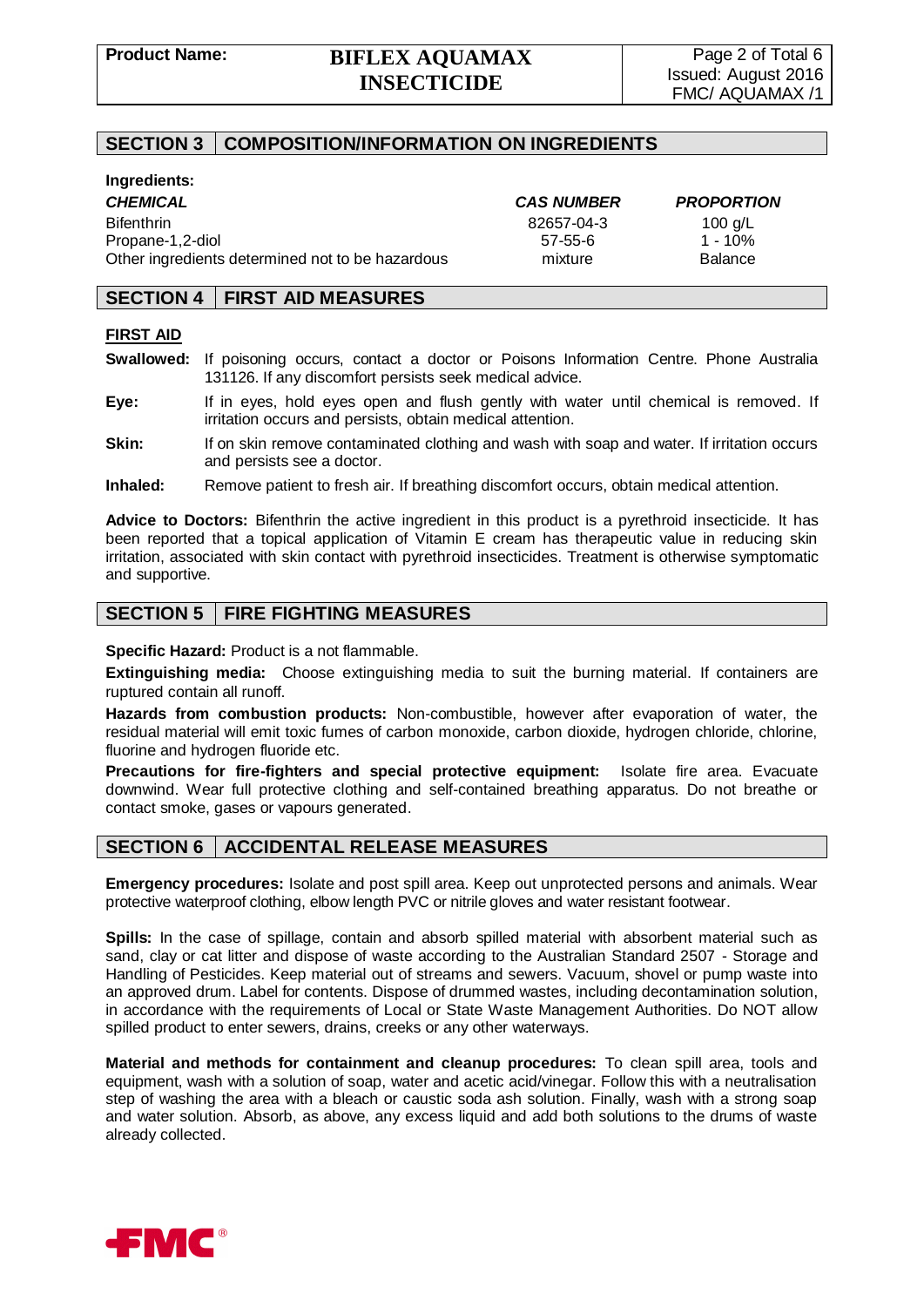## SECTION 3 COMPOSITION/INFORMATION ON INGREDIENTS

**Ingredients:**

| ***CHEMICAL*** | ***CAS NUMBER*** | ***PROPORTION*** |
|---|---|---|
| Bifenthrin | 82657-04-3 | 100 g/L |
| Propane-1,2-diol | 57-55-6 | 1 - 10% |
| Other ingredients determined not to be hazardous | mixture | Balance |

## SECTION 4 FIRST AID MEASURES

**FIRST AID**

**Swallowed:** If poisoning occurs, contact a doctor or Poisons Information Centre. Phone Australia 131126. If any discomfort persists seek medical advice.

**Eye:** If in eyes, hold eyes open and flush gently with water until chemical is removed. If irritation occurs and persists, obtain medical attention.

**Skin:** If on skin remove contaminated clothing and wash with soap and water. If irritation occurs and persists see a doctor.

**Inhaled:** Remove patient to fresh air. If breathing discomfort occurs, obtain medical attention.

**Advice to Doctors:** Bifenthrin the active ingredient in this product is a pyrethroid insecticide. It has been reported that a topical application of Vitamin E cream has therapeutic value in reducing skin irritation, associated with skin contact with pyrethroid insecticides. Treatment is otherwise symptomatic and supportive.

## SECTION 5 FIRE FIGHTING MEASURES

**Specific Hazard:** Product is a not flammable.

**Extinguishing media:** Choose extinguishing media to suit the burning material. If containers are ruptured contain all runoff.

**Hazards from combustion products:** Non-combustible, however after evaporation of water, the residual material will emit toxic fumes of carbon monoxide, carbon dioxide, hydrogen chloride, chlorine, fluorine and hydrogen fluoride etc.

**Precautions for fire-fighters and special protective equipment:** Isolate fire area. Evacuate downwind. Wear full protective clothing and self-contained breathing apparatus. Do not breathe or contact smoke, gases or vapours generated.

## SECTION 6 ACCIDENTAL RELEASE MEASURES

**Emergency procedures:** Isolate and post spill area. Keep out unprotected persons and animals. Wear protective waterproof clothing, elbow length PVC or nitrile gloves and water resistant footwear.

**Spills:** In the case of spillage, contain and absorb spilled material with absorbent material such as sand, clay or cat litter and dispose of waste according to the Australian Standard 2507 - Storage and Handling of Pesticides. Keep material out of streams and sewers. Vacuum, shovel or pump waste into an approved drum. Label for contents. Dispose of drummed wastes, including decontamination solution, in accordance with the requirements of Local or State Waste Management Authorities. Do NOT allow spilled product to enter sewers, drains, creeks or any other waterways.

**Material and methods for containment and cleanup procedures:** To clean spill area, tools and equipment, wash with a solution of soap, water and acetic acid/vinegar. Follow this with a neutralisation step of washing the area with a bleach or caustic soda ash solution. Finally, wash with a strong soap and water solution. Absorb, as above, any excess liquid and add both solutions to the drums of waste already collected.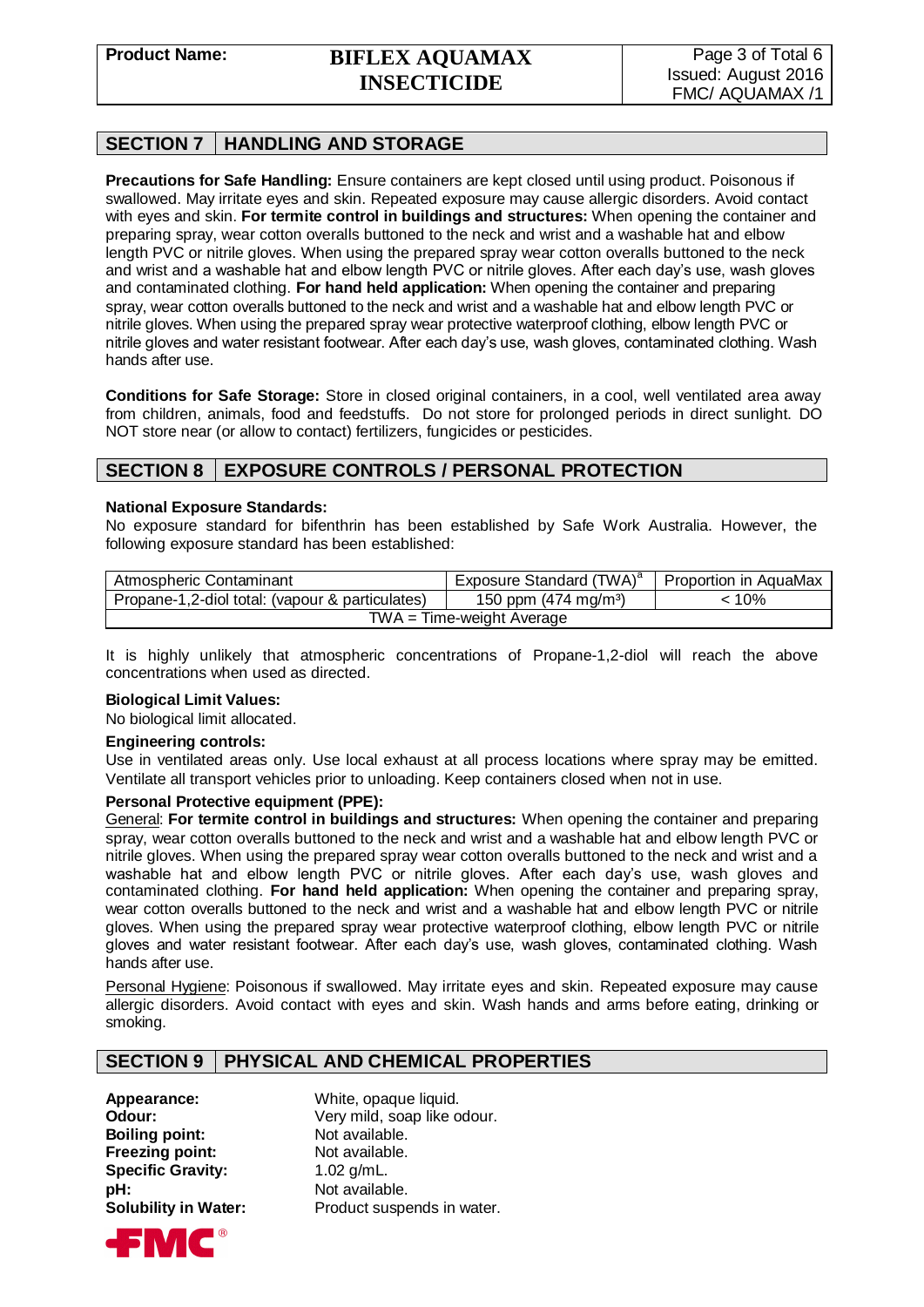## SECTION 7 HANDLING AND STORAGE

**Precautions for Safe Handling:** Ensure containers are kept closed until using product. Poisonous if swallowed. May irritate eyes and skin. Repeated exposure may cause allergic disorders. Avoid contact with eyes and skin. **For termite control in buildings and structures:** When opening the container and preparing spray, wear cotton overalls buttoned to the neck and wrist and a washable hat and elbow length PVC or nitrile gloves. When using the prepared spray wear cotton overalls buttoned to the neck and wrist and a washable hat and elbow length PVC or nitrile gloves. After each day's use, wash gloves and contaminated clothing. **For hand held application:** When opening the container and preparing spray, wear cotton overalls buttoned to the neck and wrist and a washable hat and elbow length PVC or nitrile gloves. When using the prepared spray wear protective waterproof clothing, elbow length PVC or nitrile gloves and water resistant footwear. After each day's use, wash gloves, contaminated clothing. Wash hands after use.

**Conditions for Safe Storage:** Store in closed original containers, in a cool, well ventilated area away from children, animals, food and feedstuffs. Do not store for prolonged periods in direct sunlight. DO NOT store near (or allow to contact) fertilizers, fungicides or pesticides.

## SECTION 8 EXPOSURE CONTROLS / PERSONAL PROTECTION

**National Exposure Standards:**

No exposure standard for bifenthrin has been established by Safe Work Australia. However, the following exposure standard has been established:

| Atmospheric Contaminant | Exposure Standard (TWA)[a] | Proportion in AquaMax |
|---|---|---|
| Propane-1,2-diol total: (vapour & particulates) | 150 ppm (474 mg/m³) | < 10% |
| TWA = Time-weight Average | | |

It is highly unlikely that atmospheric concentrations of Propane-1,2-diol will reach the above concentrations when used as directed.

**Biological Limit Values:**

No biological limit allocated.

**Engineering controls:**

Use in ventilated areas only. Use local exhaust at all process locations where spray may be emitted. Ventilate all transport vehicles prior to unloading. Keep containers closed when not in use.

**Personal Protective equipment (PPE):**

General: **For termite control in buildings and structures:** When opening the container and preparing spray, wear cotton overalls buttoned to the neck and wrist and a washable hat and elbow length PVC or nitrile gloves. When using the prepared spray wear cotton overalls buttoned to the neck and wrist and a washable hat and elbow length PVC or nitrile gloves. After each day's use, wash gloves and contaminated clothing. **For hand held application:** When opening the container and preparing spray, wear cotton overalls buttoned to the neck and wrist and a washable hat and elbow length PVC or nitrile gloves. When using the prepared spray wear protective waterproof clothing, elbow length PVC or nitrile gloves and water resistant footwear. After each day's use, wash gloves, contaminated clothing. Wash hands after use.

Personal Hygiene: Poisonous if swallowed. May irritate eyes and skin. Repeated exposure may cause allergic disorders. Avoid contact with eyes and skin. Wash hands and arms before eating, drinking or smoking.

## SECTION 9 PHYSICAL AND CHEMICAL PROPERTIES

**Appearance:** White, opaque liquid.
**Odour:** Very mild, soap like odour.
**Boiling point:** Not available.
**Freezing point:** Not available.
**Specific Gravity:** 1.02 g/mL.
**pH:** Not available.
**Solubility in Water:** Product suspends in water.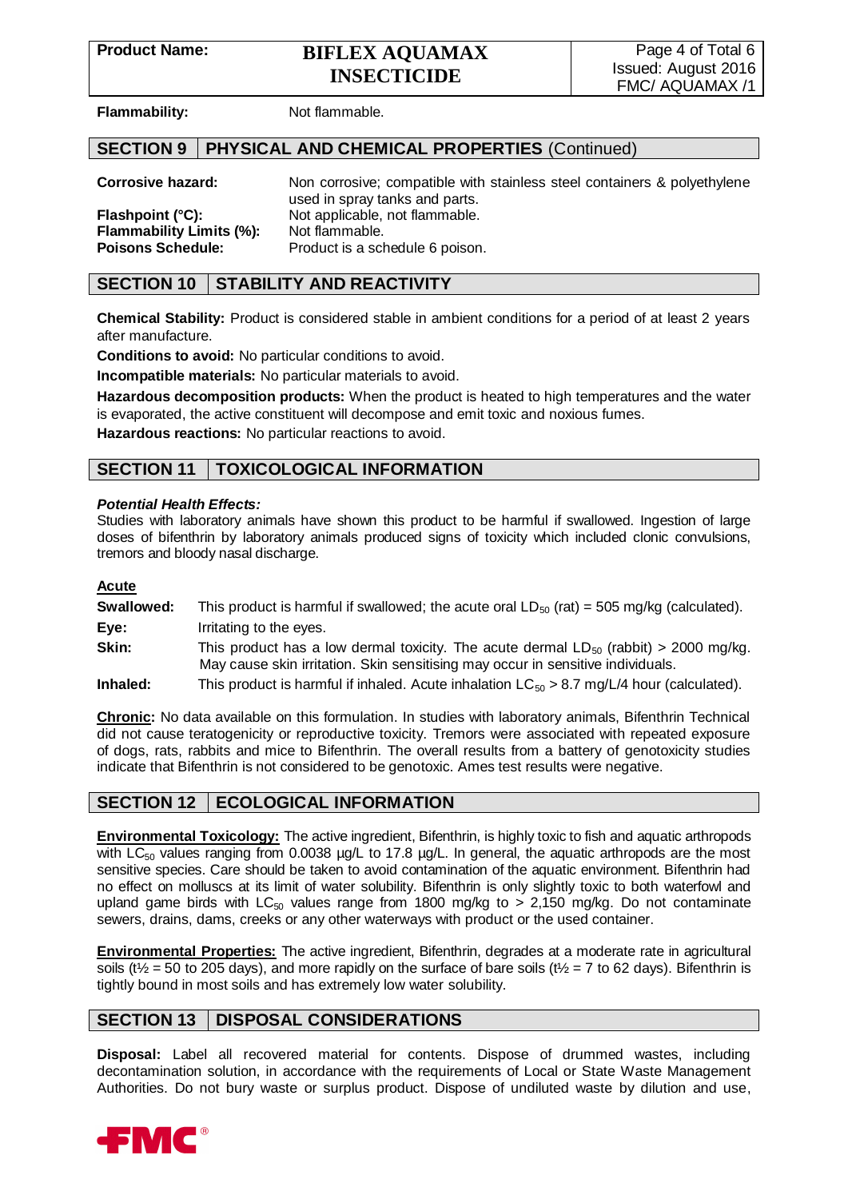**Flammability:** Not flammable.

## SECTION 9 PHYSICAL AND CHEMICAL PROPERTIES (Continued)

**Corrosive hazard:** Non corrosive; compatible with stainless steel containers & polyethylene used in spray tanks and parts.

**Flashpoint (°C):** Not applicable, not flammable.

**Flammability Limits (%):** Not flammable.

**Poisons Schedule:** Product is a schedule 6 poison.

## SECTION 10 STABILITY AND REACTIVITY

**Chemical Stability:** Product is considered stable in ambient conditions for a period of at least 2 years after manufacture.

**Conditions to avoid:** No particular conditions to avoid.

**Incompatible materials:** No particular materials to avoid.

**Hazardous decomposition products:** When the product is heated to high temperatures and the water is evaporated, the active constituent will decompose and emit toxic and noxious fumes.

**Hazardous reactions:** No particular reactions to avoid.

## SECTION 11 TOXICOLOGICAL INFORMATION

***Potential Health Effects:***

Studies with laboratory animals have shown this product to be harmful if swallowed. Ingestion of large doses of bifenthrin by laboratory animals produced signs of toxicity which included clonic convulsions, tremors and bloody nasal discharge.

**Acute**

**Swallowed:** This product is harmful if swallowed; the acute oral $LD_{50}$ (rat) = 505 mg/kg (calculated).

**Eye:** Irritating to the eyes.

**Skin:** This product has a low dermal toxicity. The acute dermal $LD_{50}$ (rabbit) > 2000 mg/kg. May cause skin irritation. Skin sensitising may occur in sensitive individuals.

**Inhaled:** This product is harmful if inhaled. Acute inhalation $LC_{50}$ > 8.7 mg/L/4 hour (calculated).

**Chronic:** No data available on this formulation. In studies with laboratory animals, Bifenthrin Technical did not cause teratogenicity or reproductive toxicity. Tremors were associated with repeated exposure of dogs, rats, rabbits and mice to Bifenthrin. The overall results from a battery of genotoxicity studies indicate that Bifenthrin is not considered to be genotoxic. Ames test results were negative.

## SECTION 12 ECOLOGICAL INFORMATION

**Environmental Toxicology:** The active ingredient, Bifenthrin, is highly toxic to fish and aquatic arthropods with $LC_{50}$ values ranging from 0.0038 µg/L to 17.8 µg/L. In general, the aquatic arthropods are the most sensitive species. Care should be taken to avoid contamination of the aquatic environment. Bifenthrin had no effect on molluscs at its limit of water solubility. Bifenthrin is only slightly toxic to both waterfowl and upland game birds with $LC_{50}$ values range from 1800 mg/kg to > 2,150 mg/kg. Do not contaminate sewers, drains, dams, creeks or any other waterways with product or the used container.

**Environmental Properties:** The active ingredient, Bifenthrin, degrades at a moderate rate in agricultural soils ($t½$ = 50 to 205 days), and more rapidly on the surface of bare soils ($t½$ = 7 to 62 days). Bifenthrin is tightly bound in most soils and has extremely low water solubility.

## SECTION 13 DISPOSAL CONSIDERATIONS

**Disposal:** Label all recovered material for contents. Dispose of drummed wastes, including decontamination solution, in accordance with the requirements of Local or State Waste Management Authorities. Do not bury waste or surplus product. Dispose of undiluted waste by dilution and use,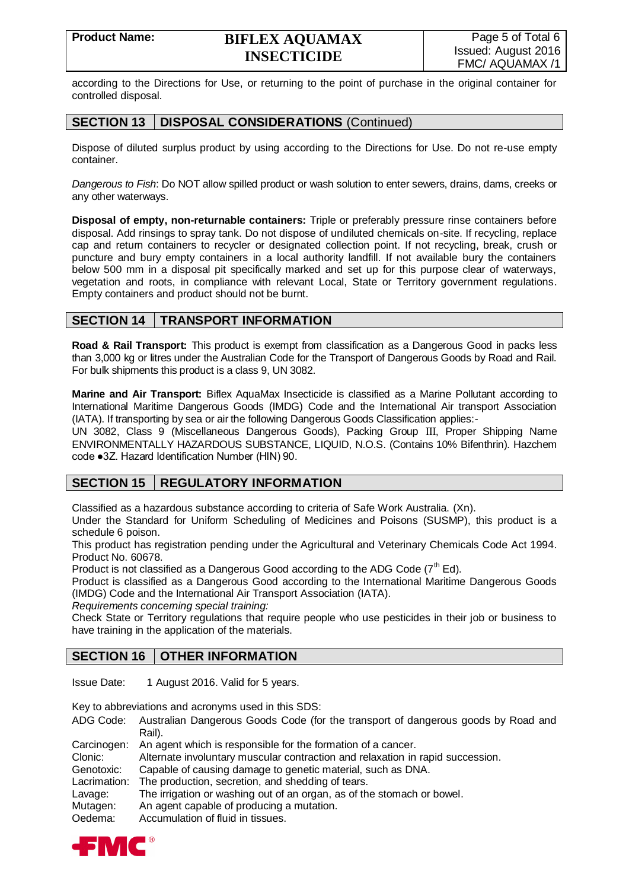according to the Directions for Use, or returning to the point of purchase in the original container for controlled disposal.

## SECTION 13 | DISPOSAL CONSIDERATIONS (Continued)

Dispose of diluted surplus product by using according to the Directions for Use. Do not re-use empty container.

*Dangerous to Fish*: Do NOT allow spilled product or wash solution to enter sewers, drains, dams, creeks or any other waterways.

**Disposal of empty, non-returnable containers:** Triple or preferably pressure rinse containers before disposal. Add rinsings to spray tank. Do not dispose of undiluted chemicals on-site. If recycling, replace cap and return containers to recycler or designated collection point. If not recycling, break, crush or puncture and bury empty containers in a local authority landfill. If not available bury the containers below 500 mm in a disposal pit specifically marked and set up for this purpose clear of waterways, vegetation and roots, in compliance with relevant Local, State or Territory government regulations. Empty containers and product should not be burnt.

## SECTION 14 | TRANSPORT INFORMATION

**Road & Rail Transport:** This product is exempt from classification as a Dangerous Good in packs less than 3,000 kg or litres under the Australian Code for the Transport of Dangerous Goods by Road and Rail. For bulk shipments this product is a class 9, UN 3082.

**Marine and Air Transport:** Biflex AquaMax Insecticide is classified as a Marine Pollutant according to International Maritime Dangerous Goods (IMDG) Code and the International Air transport Association (IATA). If transporting by sea or air the following Dangerous Goods Classification applies:-
UN 3082, Class 9 (Miscellaneous Dangerous Goods), Packing Group III, Proper Shipping Name ENVIRONMENTALLY HAZARDOUS SUBSTANCE, LIQUID, N.O.S. (Contains 10% Bifenthrin). Hazchem code ●3Z. Hazard Identification Number (HIN) 90.

## SECTION 15 | REGULATORY INFORMATION

Classified as a hazardous substance according to criteria of Safe Work Australia. (Xn).
Under the Standard for Uniform Scheduling of Medicines and Poisons (SUSMP), this product is a schedule 6 poison.
This product has registration pending under the Agricultural and Veterinary Chemicals Code Act 1994. Product No. 60678.
Product is not classified as a Dangerous Good according to the ADG Code (7$^{th}$ Ed).
Product is classified as a Dangerous Good according to the International Maritime Dangerous Goods (IMDG) Code and the International Air Transport Association (IATA).
*Requirements concerning special training:*
Check State or Territory regulations that require people who use pesticides in their job or business to have training in the application of the materials.

## SECTION 16 | OTHER INFORMATION

Issue Date: 1 August 2016. Valid for 5 years.

Key to abbreviations and acronyms used in this SDS:

| | |
|---|---|
| ADG Code: | Australian Dangerous Goods Code (for the transport of dangerous goods by Road and Rail). |
| Carcinogen: | An agent which is responsible for the formation of a cancer. |
| Clonic: | Alternate involuntary muscular contraction and relaxation in rapid succession. |
| Genotoxic: | Capable of causing damage to genetic material, such as DNA. |
| Lacrimation: | The production, secretion, and shedding of tears. |
| Lavage: | The irrigation or washing out of an organ, as of the stomach or bowel. |
| Mutagen: | An agent capable of producing a mutation. |
| Oedema: | Accumulation of fluid in tissues. |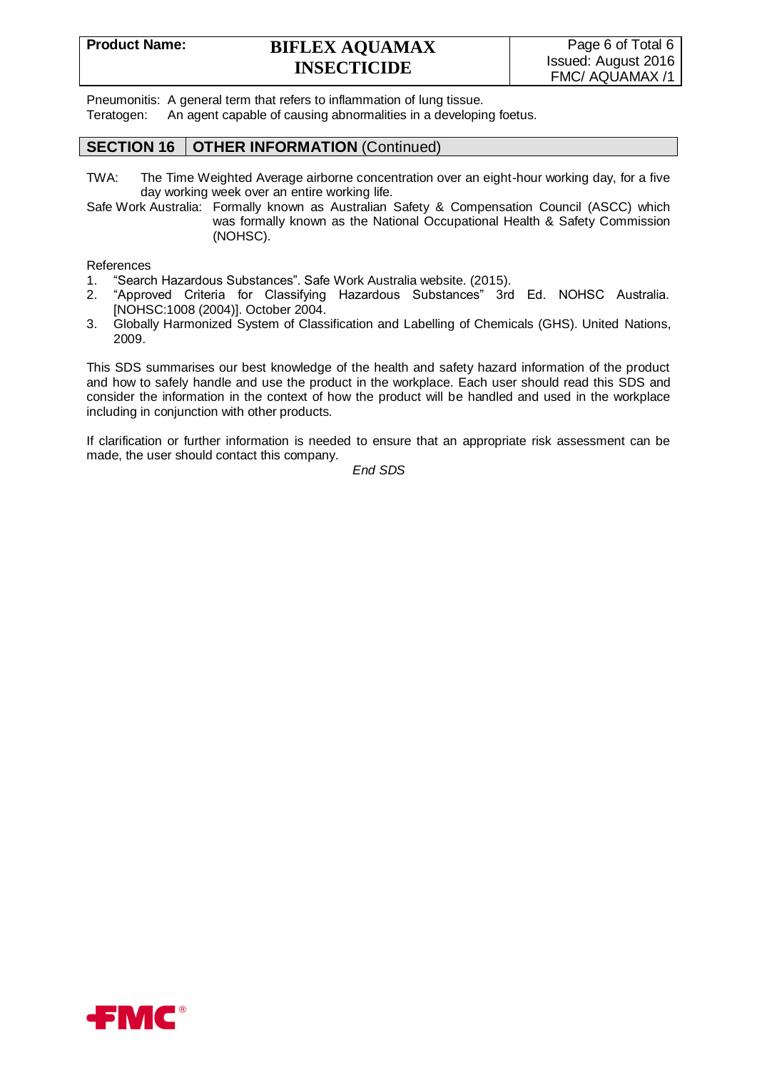Pneumonitis: A general term that refers to inflammation of lung tissue.
Teratogen: An agent capable of causing abnormalities in a developing foetus.

## SECTION 16 OTHER INFORMATION (Continued)

TWA: The Time Weighted Average airborne concentration over an eight-hour working day, for a five day working week over an entire working life.

Safe Work Australia: Formally known as Australian Safety & Compensation Council (ASCC) which was formally known as the National Occupational Health & Safety Commission (NOHSC).

References

1. "Search Hazardous Substances". Safe Work Australia website. (2015).
2. "Approved Criteria for Classifying Hazardous Substances" 3rd Ed. NOHSC Australia. [NOHSC:1008 (2004)]. October 2004.
3. Globally Harmonized System of Classification and Labelling of Chemicals (GHS). United Nations, 2009.

This SDS summarises our best knowledge of the health and safety hazard information of the product and how to safely handle and use the product in the workplace. Each user should read this SDS and consider the information in the context of how the product will be handled and used in the workplace including in conjunction with other products.

If clarification or further information is needed to ensure that an appropriate risk assessment can be made, the user should contact this company.

*End SDS*